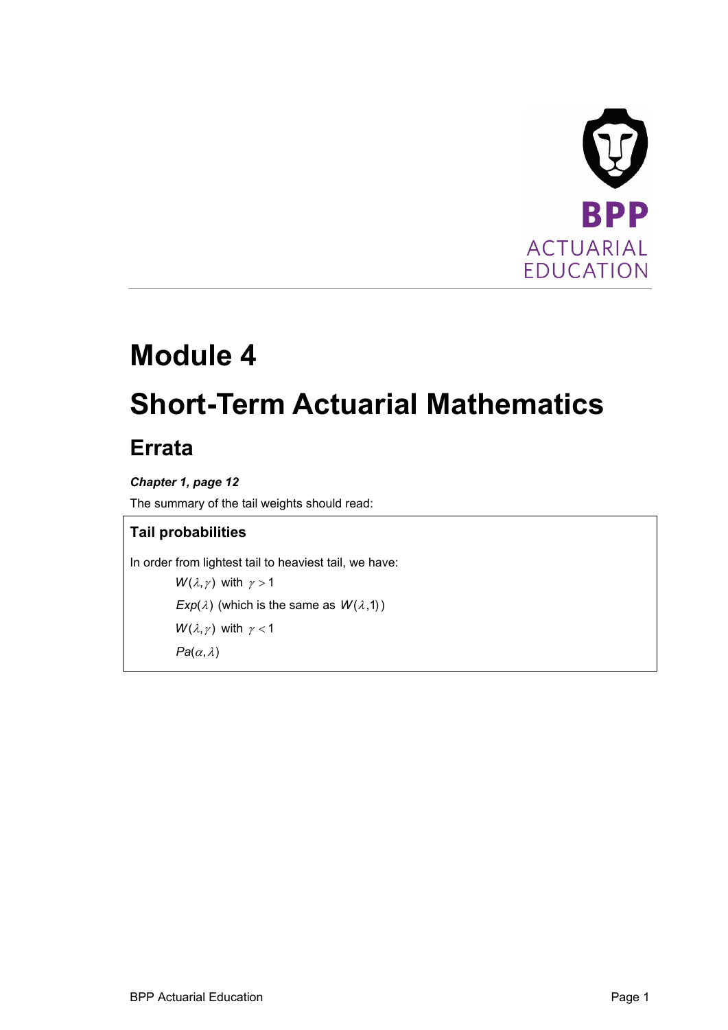# Module 4

# Short-Term Actuarial Mathematics

## Errata

***Chapter 1, page 12***

The summary of the tail weights should read:

> **Tail probabilities**
>
> In order from lightest tail to heaviest tail, we have:
>
> $W(\lambda,\gamma)$ with $\gamma > 1$
>
> $Exp(\lambda)$ (which is the same as $W(\lambda,1)$)
>
> $W(\lambda,\gamma)$ with $\gamma < 1$
>
> $Pa(\alpha,\lambda)$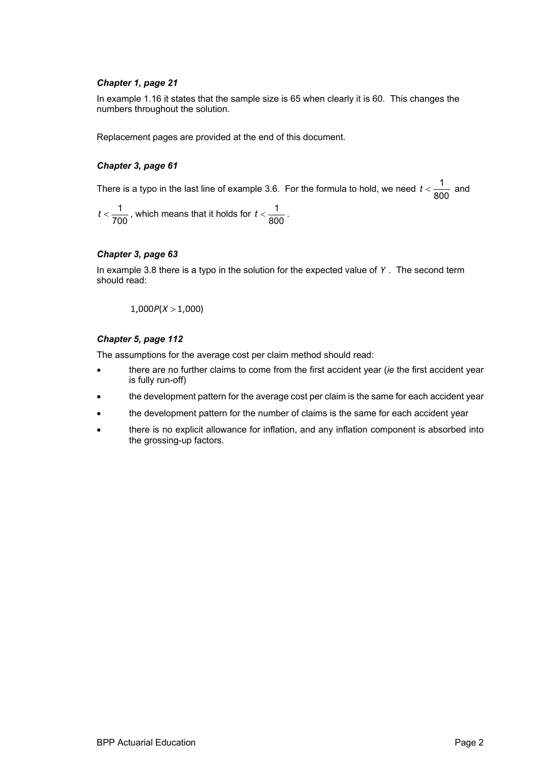### *Chapter 1, page 21*

In example 1.16 it states that the sample size is 65 when clearly it is 60. This changes the numbers throughout the solution.

Replacement pages are provided at the end of this document.

### *Chapter 3, page 61*

There is a typo in the last line of example 3.6. For the formula to hold, we need $t < \frac{1}{800}$ and $t < \frac{1}{700}$, which means that it holds for $t < \frac{1}{800}$.

### *Chapter 3, page 63*

In example 3.8 there is a typo in the solution for the expected value of $Y$. The second term should read:

$$1{,}000P(X > 1{,}000)$$

### *Chapter 5, page 112*

The assumptions for the average cost per claim method should read:

- there are no further claims to come from the first accident year (*ie* the first accident year is fully run-off)
- the development pattern for the average cost per claim is the same for each accident year
- the development pattern for the number of claims is the same for each accident year
- there is no explicit allowance for inflation, and any inflation component is absorbed into the grossing-up factors.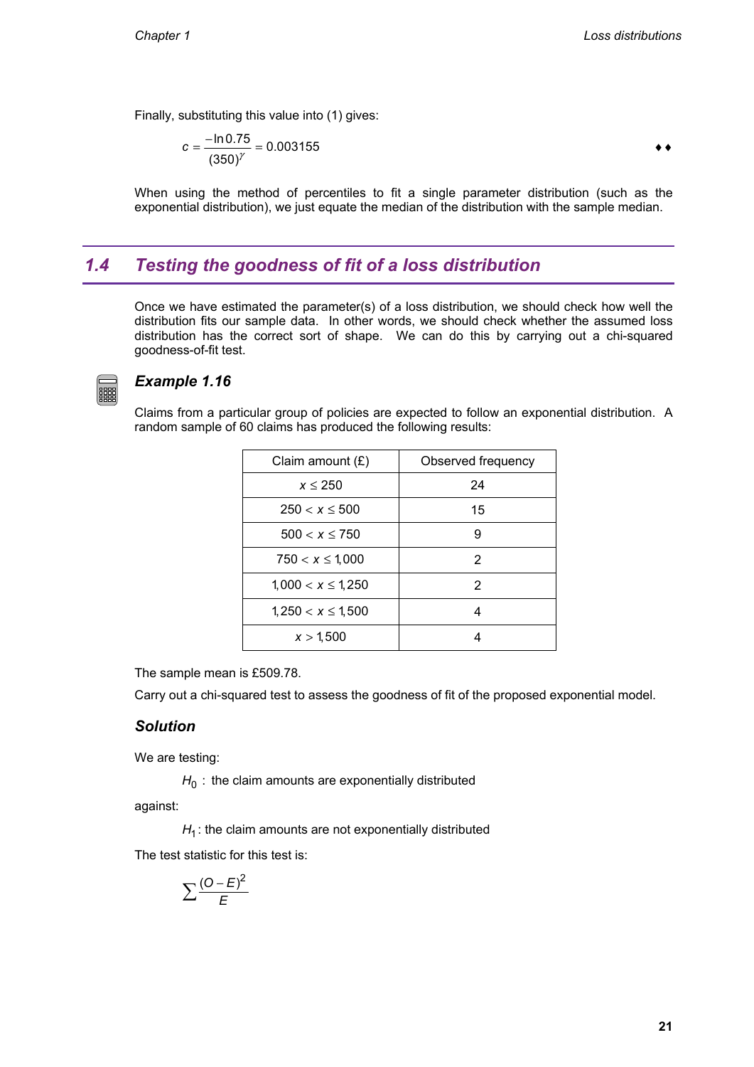Finally, substituting this value into (1) gives:

$$c = \frac{-\ln 0.75}{(350)^{\gamma}} = 0.003155$$ ♦♦

When using the method of percentiles to fit a single parameter distribution (such as the exponential distribution), we just equate the median of the distribution with the sample median.

## 1.4 Testing the goodness of fit of a loss distribution

Once we have estimated the parameter(s) of a loss distribution, we should check how well the distribution fits our sample data. In other words, we should check whether the assumed loss distribution has the correct sort of shape. We can do this by carrying out a chi-squared goodness-of-fit test.

### *Example 1.16*

Claims from a particular group of policies are expected to follow an exponential distribution. A random sample of 60 claims has produced the following results:

| Claim amount (£) | Observed frequency |
|---|---|
| $x \le 250$ | 24 |
| $250 < x \le 500$ | 15 |
| $500 < x \le 750$ | 9 |
| $750 < x \le 1{,}000$ | 2 |
| $1{,}000 < x \le 1{,}250$ | 2 |
| $1{,}250 < x \le 1{,}500$ | 4 |
| $x > 1{,}500$ | 4 |

The sample mean is £509.78.

Carry out a chi-squared test to assess the goodness of fit of the proposed exponential model.

### *Solution*

We are testing:

$H_0$ : the claim amounts are exponentially distributed

against:

$H_1$ : the claim amounts are not exponentially distributed

The test statistic for this test is:

$$\sum \frac{(O-E)^2}{E}$$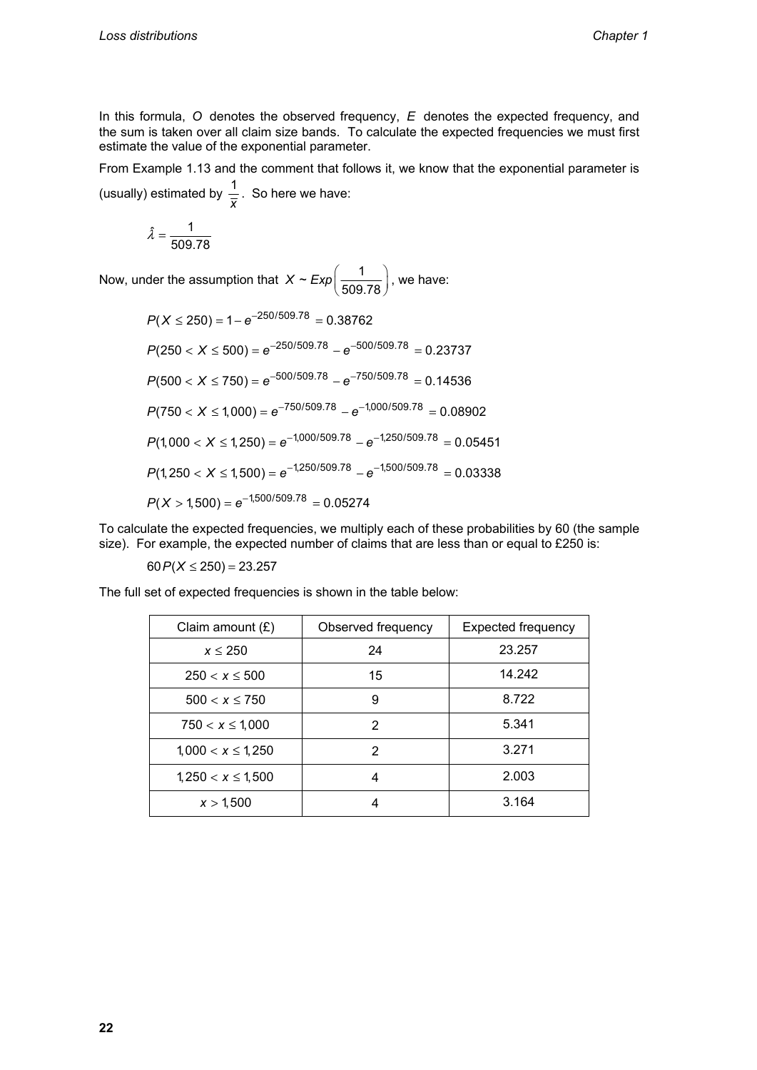In this formula, $O$ denotes the observed frequency, $E$ denotes the expected frequency, and the sum is taken over all claim size bands. To calculate the expected frequencies we must first estimate the value of the exponential parameter.

From Example 1.13 and the comment that follows it, we know that the exponential parameter is (usually) estimated by $\frac{1}{\bar{x}}$. So here we have:

$$\hat{\lambda} = \frac{1}{509.78}$$

Now, under the assumption that $X \sim Exp\left(\frac{1}{509.78}\right)$, we have:

$$P(X \leq 250) = 1 - e^{-250/509.78} = 0.38762$$

$$P(250 < X \leq 500) = e^{-250/509.78} - e^{-500/509.78} = 0.23737$$

$$P(500 < X \leq 750) = e^{-500/509.78} - e^{-750/509.78} = 0.14536$$

$$P(750 < X \leq 1{,}000) = e^{-750/509.78} - e^{-1{,}000/509.78} = 0.08902$$

$$P(1{,}000 < X \leq 1{,}250) = e^{-1{,}000/509.78} - e^{-1{,}250/509.78} = 0.05451$$

$$P(1{,}250 < X \leq 1{,}500) = e^{-1{,}250/509.78} - e^{-1{,}500/509.78} = 0.03338$$

$$P(X > 1{,}500) = e^{-1{,}500/509.78} = 0.05274$$

To calculate the expected frequencies, we multiply each of these probabilities by 60 (the sample size). For example, the expected number of claims that are less than or equal to £250 is:

$$60P(X \leq 250) = 23.257$$

The full set of expected frequencies is shown in the table below:

| Claim amount (£) | Observed frequency | Expected frequency |
|---|---|---|
| $x \leq 250$ | 24 | 23.257 |
| $250 < x \leq 500$ | 15 | 14.242 |
| $500 < x \leq 750$ | 9 | 8.722 |
| $750 < x \leq 1{,}000$ | 2 | 5.341 |
| $1{,}000 < x \leq 1{,}250$ | 2 | 3.271 |
| $1{,}250 < x \leq 1{,}500$ | 4 | 2.003 |
| $x > 1{,}500$ | 4 | 3.164 |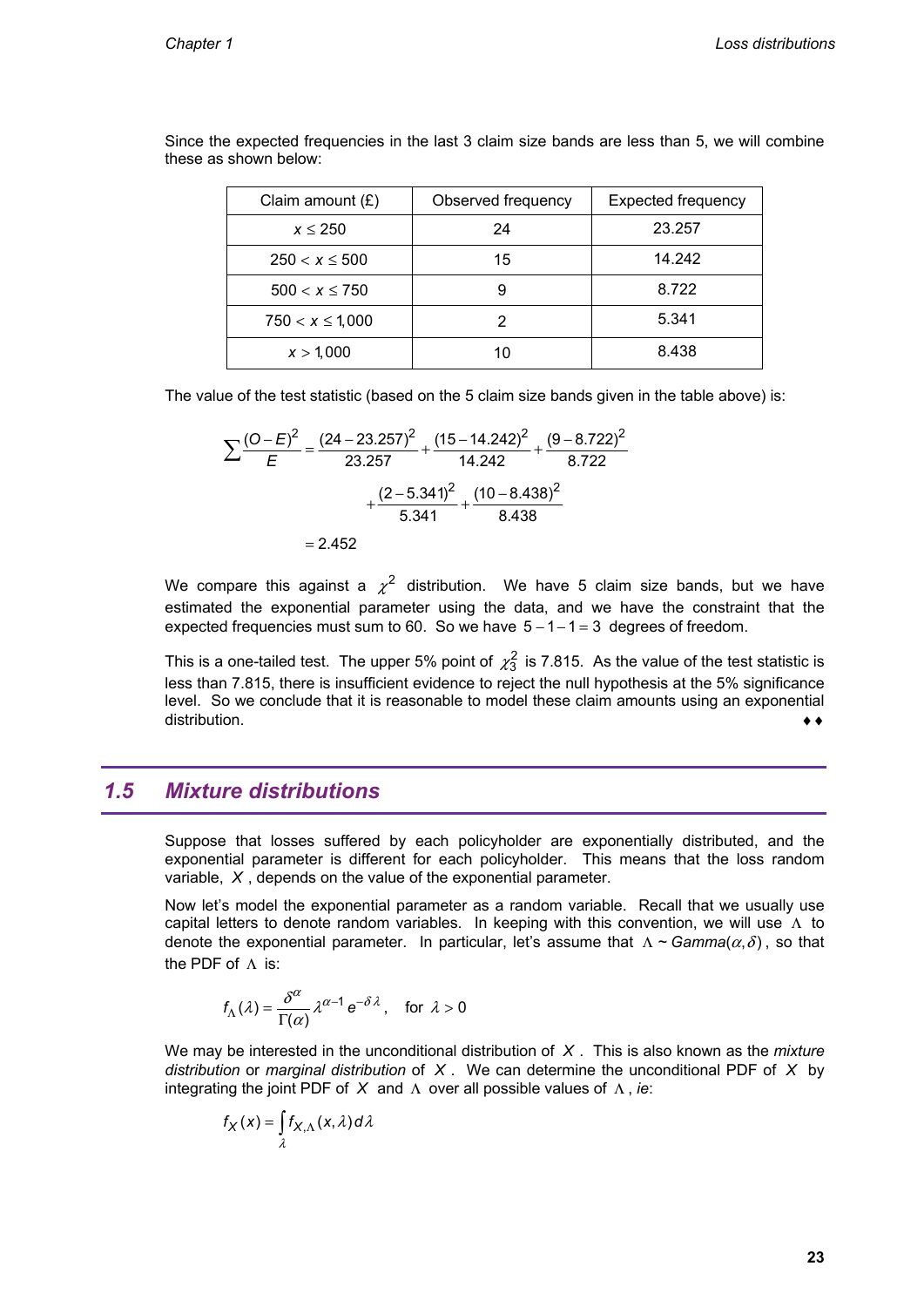Since the expected frequencies in the last 3 claim size bands are less than 5, we will combine these as shown below:

| Claim amount (£) | Observed frequency | Expected frequency |
|---|---|---|
| $x \le 250$ | 24 | 23.257 |
| $250 < x \le 500$ | 15 | 14.242 |
| $500 < x \le 750$ | 9 | 8.722 |
| $750 < x \le 1{,}000$ | 2 | 5.341 |
| $x > 1{,}000$ | 10 | 8.438 |

The value of the test statistic (based on the 5 claim size bands given in the table above) is:

$$\sum \frac{(O-E)^2}{E} = \frac{(24-23.257)^2}{23.257} + \frac{(15-14.242)^2}{14.242} + \frac{(9-8.722)^2}{8.722} + \frac{(2-5.341)^2}{5.341} + \frac{(10-8.438)^2}{8.438}$$

$$= 2.452$$

We compare this against a $\chi^2$ distribution. We have 5 claim size bands, but we have estimated the exponential parameter using the data, and we have the constraint that the expected frequencies must sum to 60. So we have $5-1-1=3$ degrees of freedom.

This is a one-tailed test. The upper 5% point of $\chi_3^2$ is 7.815. As the value of the test statistic is less than 7.815, there is insufficient evidence to reject the null hypothesis at the 5% significance level. So we conclude that it is reasonable to model these claim amounts using an exponential distribution. ♦♦

## 1.5 Mixture distributions

Suppose that losses suffered by each policyholder are exponentially distributed, and the exponential parameter is different for each policyholder. This means that the loss random variable, $X$, depends on the value of the exponential parameter.

Now let's model the exponential parameter as a random variable. Recall that we usually use capital letters to denote random variables. In keeping with this convention, we will use $\Lambda$ to denote the exponential parameter. In particular, let's assume that $\Lambda \sim Gamma(\alpha, \delta)$, so that the PDF of $\Lambda$ is:

$$f_\Lambda(\lambda) = \frac{\delta^\alpha}{\Gamma(\alpha)} \lambda^{\alpha-1} e^{-\delta\lambda}, \quad \text{for } \lambda > 0$$

We may be interested in the unconditional distribution of $X$. This is also known as the *mixture distribution* or *marginal distribution* of $X$. We can determine the unconditional PDF of $X$ by integrating the joint PDF of $X$ and $\Lambda$ over all possible values of $\Lambda$, *ie*:

$$f_X(x) = \int_\lambda f_{X,\Lambda}(x,\lambda)\, d\lambda$$